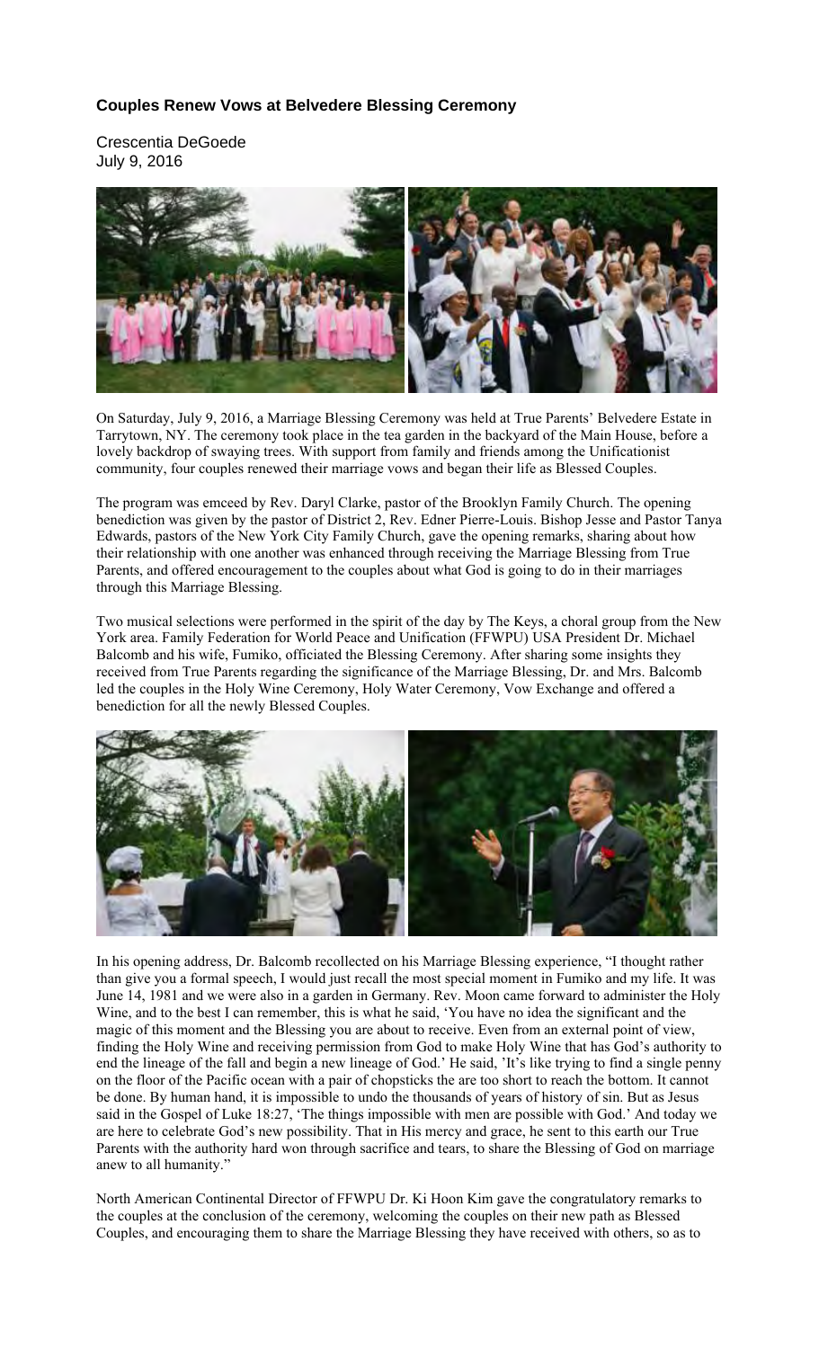### Couples Renew Vows at Belvedere Blessing Ceremony

Crescentia DeGoede
July 9, 2016

On Saturday, July 9, 2016, a Marriage Blessing Ceremony was held at True Parents' Belvedere Estate in Tarrytown, NY. The ceremony took place in the tea garden in the backyard of the Main House, before a lovely backdrop of swaying trees. With support from family and friends among the Unificationist community, four couples renewed their marriage vows and began their life as Blessed Couples.

The program was emceed by Rev. Daryl Clarke, pastor of the Brooklyn Family Church. The opening benediction was given by the pastor of District 2, Rev. Edner Pierre-Louis. Bishop Jesse and Pastor Tanya Edwards, pastors of the New York City Family Church, gave the opening remarks, sharing about how their relationship with one another was enhanced through receiving the Marriage Blessing from True Parents, and offered encouragement to the couples about what God is going to do in their marriages through this Marriage Blessing.

Two musical selections were performed in the spirit of the day by The Keys, a choral group from the New York area. Family Federation for World Peace and Unification (FFWPU) USA President Dr. Michael Balcomb and his wife, Fumiko, officiated the Blessing Ceremony. After sharing some insights they received from True Parents regarding the significance of the Marriage Blessing, Dr. and Mrs. Balcomb led the couples in the Holy Wine Ceremony, Holy Water Ceremony, Vow Exchange and offered a benediction for all the newly Blessed Couples.

In his opening address, Dr. Balcomb recollected on his Marriage Blessing experience, "I thought rather than give you a formal speech, I would just recall the most special moment in Fumiko and my life. It was June 14, 1981 and we were also in a garden in Germany. Rev. Moon came forward to administer the Holy Wine, and to the best I can remember, this is what he said, 'You have no idea the significant and the magic of this moment and the Blessing you are about to receive. Even from an external point of view, finding the Holy Wine and receiving permission from God to make Holy Wine that has God's authority to end the lineage of the fall and begin a new lineage of God.' He said, 'It's like trying to find a single penny on the floor of the Pacific ocean with a pair of chopsticks the are too short to reach the bottom. It cannot be done. By human hand, it is impossible to undo the thousands of years of history of sin. But as Jesus said in the Gospel of Luke 18:27, 'The things impossible with men are possible with God.' And today we are here to celebrate God's new possibility. That in His mercy and grace, he sent to this earth our True Parents with the authority hard won through sacrifice and tears, to share the Blessing of God on marriage anew to all humanity."

North American Continental Director of FFWPU Dr. Ki Hoon Kim gave the congratulatory remarks to the couples at the conclusion of the ceremony, welcoming the couples on their new path as Blessed Couples, and encouraging them to share the Marriage Blessing they have received with others, so as to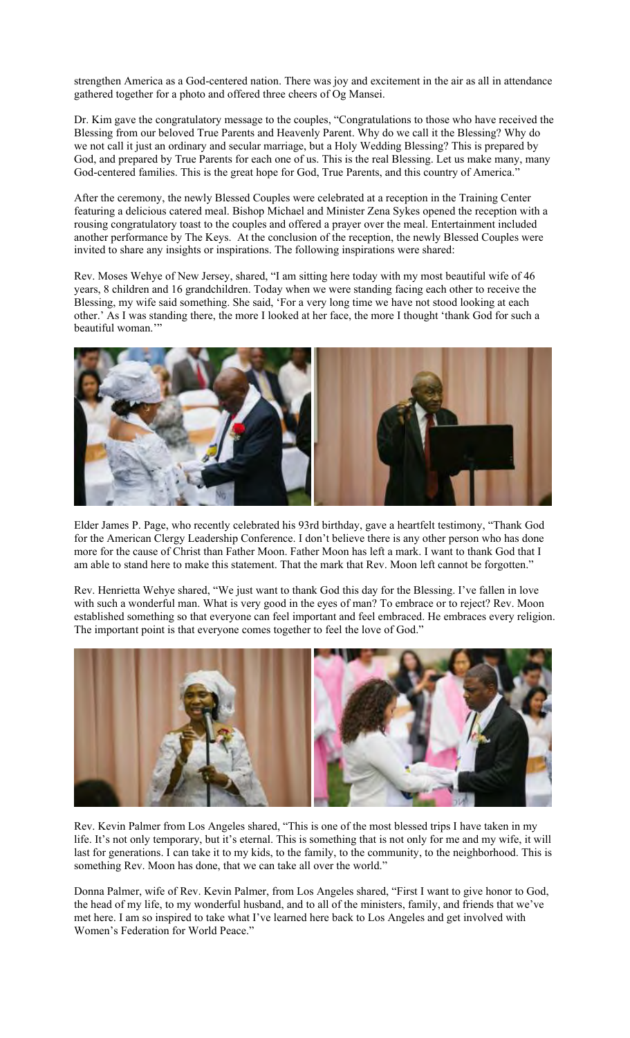strengthen America as a God-centered nation. There was joy and excitement in the air as all in attendance gathered together for a photo and offered three cheers of Og Mansei.

Dr. Kim gave the congratulatory message to the couples, "Congratulations to those who have received the Blessing from our beloved True Parents and Heavenly Parent. Why do we call it the Blessing? Why do we not call it just an ordinary and secular marriage, but a Holy Wedding Blessing? This is prepared by God, and prepared by True Parents for each one of us. This is the real Blessing. Let us make many, many God-centered families. This is the great hope for God, True Parents, and this country of America."

After the ceremony, the newly Blessed Couples were celebrated at a reception in the Training Center featuring a delicious catered meal. Bishop Michael and Minister Zena Sykes opened the reception with a rousing congratulatory toast to the couples and offered a prayer over the meal. Entertainment included another performance by The Keys. At the conclusion of the reception, the newly Blessed Couples were invited to share any insights or inspirations. The following inspirations were shared:

Rev. Moses Wehye of New Jersey, shared, "I am sitting here today with my most beautiful wife of 46 years, 8 children and 16 grandchildren. Today when we were standing facing each other to receive the Blessing, my wife said something. She said, 'For a very long time we have not stood looking at each other.' As I was standing there, the more I looked at her face, the more I thought 'thank God for such a beautiful woman.'"

Elder James P. Page, who recently celebrated his 93rd birthday, gave a heartfelt testimony, "Thank God for the American Clergy Leadership Conference. I don't believe there is any other person who has done more for the cause of Christ than Father Moon. Father Moon has left a mark. I want to thank God that I am able to stand here to make this statement. That the mark that Rev. Moon left cannot be forgotten."

Rev. Henrietta Wehye shared, "We just want to thank God this day for the Blessing. I've fallen in love with such a wonderful man. What is very good in the eyes of man? To embrace or to reject? Rev. Moon established something so that everyone can feel important and feel embraced. He embraces every religion. The important point is that everyone comes together to feel the love of God."

Rev. Kevin Palmer from Los Angeles shared, "This is one of the most blessed trips I have taken in my life. It's not only temporary, but it's eternal. This is something that is not only for me and my wife, it will last for generations. I can take it to my kids, to the family, to the community, to the neighborhood. This is something Rev. Moon has done, that we can take all over the world."

Donna Palmer, wife of Rev. Kevin Palmer, from Los Angeles shared, "First I want to give honor to God, the head of my life, to my wonderful husband, and to all of the ministers, family, and friends that we've met here. I am so inspired to take what I've learned here back to Los Angeles and get involved with Women's Federation for World Peace."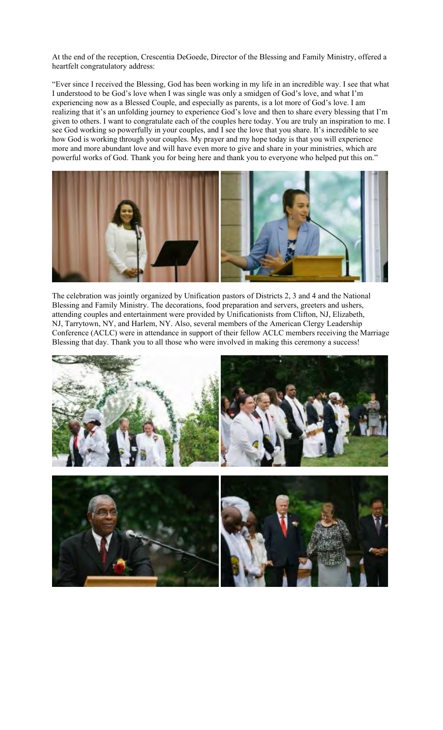At the end of the reception, Crescentia DeGoede, Director of the Blessing and Family Ministry, offered a heartfelt congratulatory address:

"Ever since I received the Blessing, God has been working in my life in an incredible way. I see that what I understood to be God's love when I was single was only a smidgen of God's love, and what I'm experiencing now as a Blessed Couple, and especially as parents, is a lot more of God's love. I am realizing that it's an unfolding journey to experience God's love and then to share every blessing that I'm given to others. I want to congratulate each of the couples here today. You are truly an inspiration to me. I see God working so powerfully in your couples, and I see the love that you share. It's incredible to see how God is working through your couples. My prayer and my hope today is that you will experience more and more abundant love and will have even more to give and share in your ministries, which are powerful works of God. Thank you for being here and thank you to everyone who helped put this on."

The celebration was jointly organized by Unification pastors of Districts 2, 3 and 4 and the National Blessing and Family Ministry. The decorations, food preparation and servers, greeters and ushers, attending couples and entertainment were provided by Unificationists from Clifton, NJ, Elizabeth, NJ, Tarrytown, NY, and Harlem, NY. Also, several members of the American Clergy Leadership Conference (ACLC) were in attendance in support of their fellow ACLC members receiving the Marriage Blessing that day. Thank you to all those who were involved in making this ceremony a success!